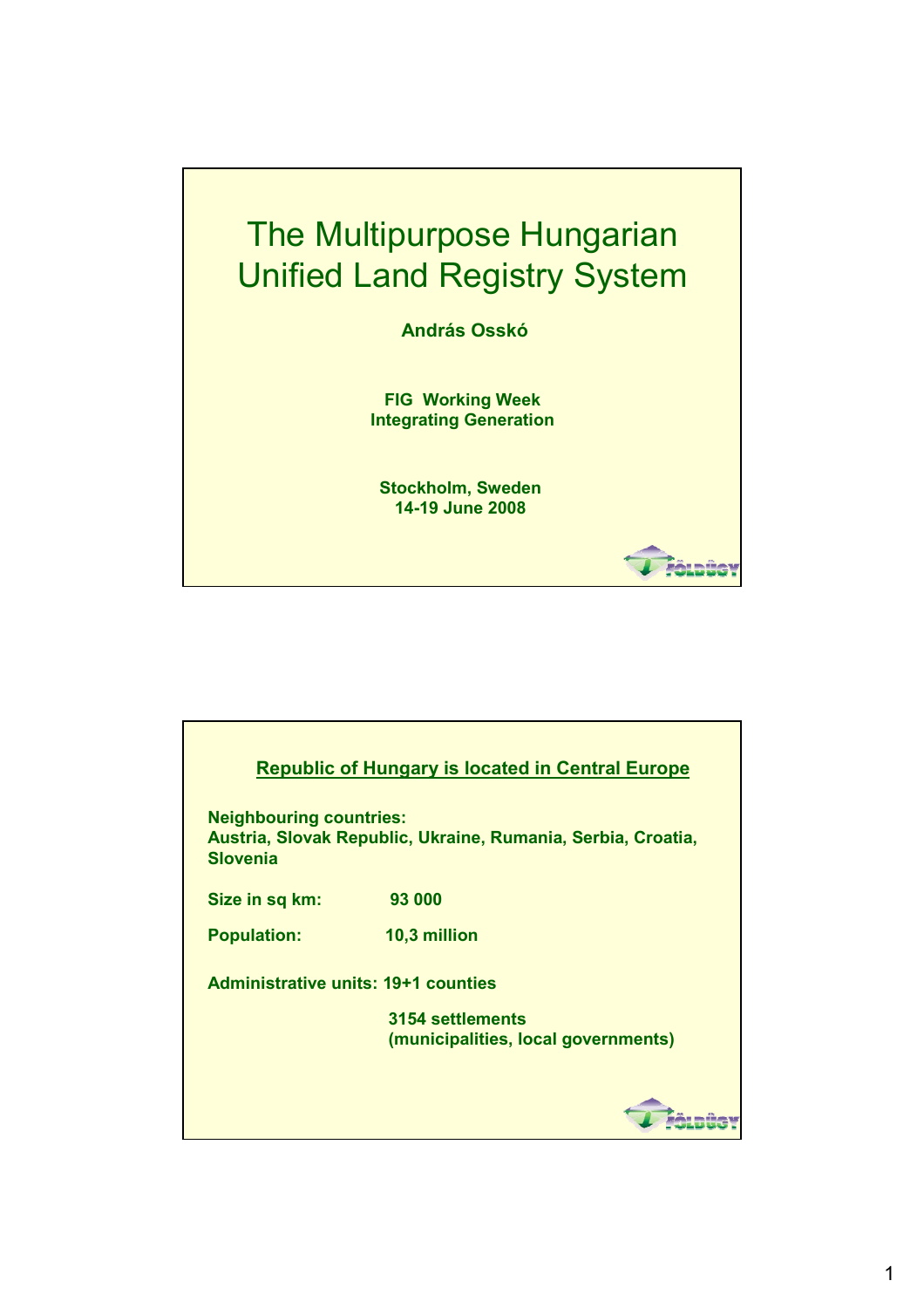# The Multipurpose Hungarian Unified Land Registry System

**András Osskó**

**FIG Working Week**
**Integrating Generation**

**Stockholm, Sweden**
**14-19 June 2008**

---

## Republic of Hungary is located in Central Europe

**Neighbouring countries:**
**Austria, Slovak Republic, Ukraine, Rumania, Serbia, Croatia, Slovenia**

**Size in sq km:** **93 000**

**Population:** **10,3 million**

**Administrative units: 19+1 counties**

**3154 settlements**
**(municipalities, local governments)**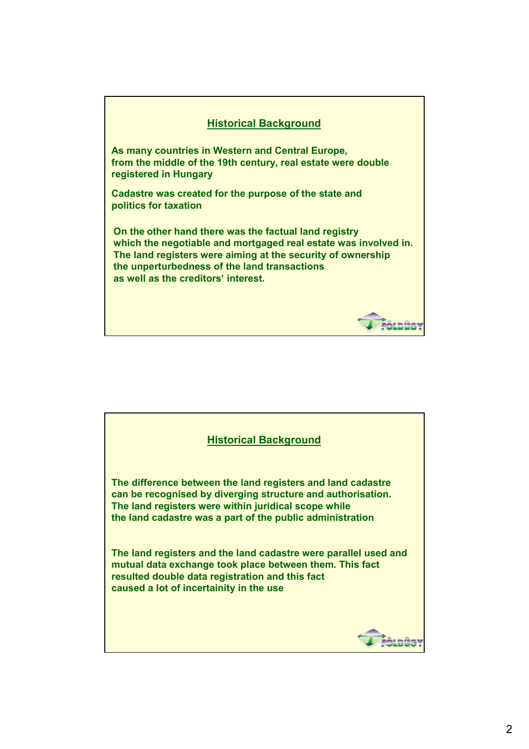## Historical Background

**As many countries in Western and Central Europe, from the middle of the 19th century, real estate were double registered in Hungary**

**Cadastre was created for the purpose of the state and politics for taxation**

**On the other hand there was the factual land registry which the negotiable and mortgaged real estate was involved in. The land registers were aiming at the security of ownership the unperturbedness of the land transactions as well as the creditors' interest.**

## Historical Background

**The difference between the land registers and land cadastre can be recognised by diverging structure and authorisation. The land registers were within juridical scope while the land cadastre was a part of the public administration**

**The land registers and the land cadastre were parallel used and mutual data exchange took place between them. This fact resulted double data registration and this fact caused a lot of incertainity in the use**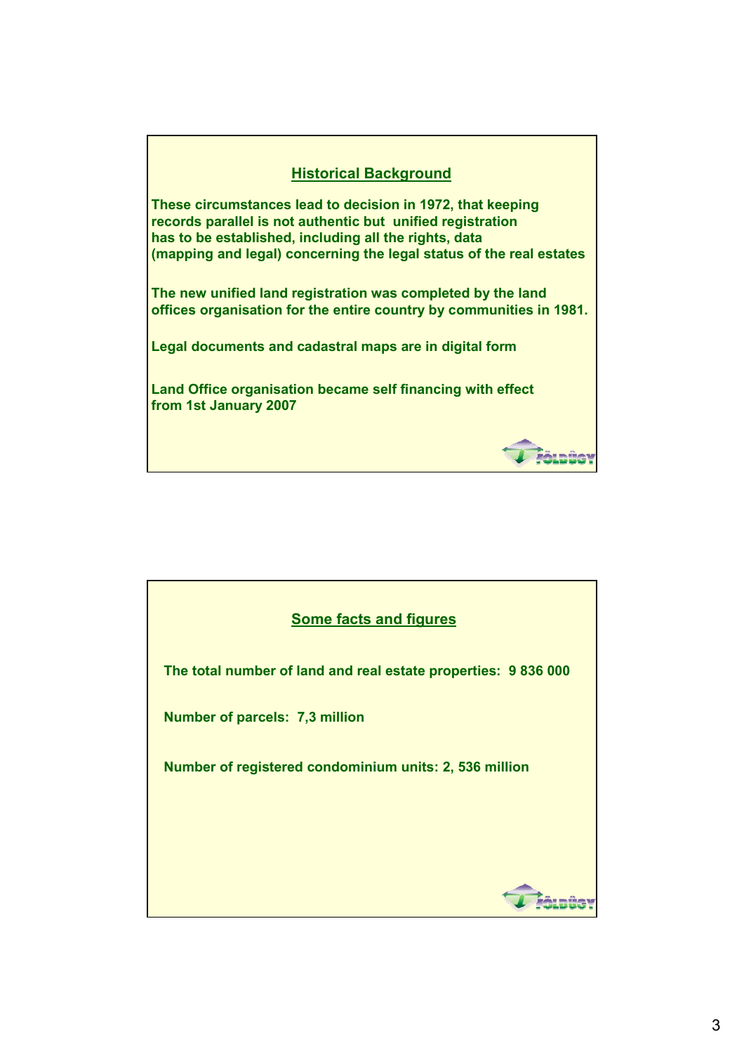## Historical Background

These circumstances lead to decision in 1972, that keeping records parallel is not authentic but unified registration has to be established, including all the rights, data (mapping and legal) concerning the legal status of the real estates

The new unified land registration was completed by the land offices organisation for the entire country by communities in 1981.

Legal documents and cadastral maps are in digital form

Land Office organisation became self financing with effect from 1st January 2007

## Some facts and figures

The total number of land and real estate properties: 9 836 000

Number of parcels: 7,3 million

Number of registered condominium units: 2, 536 million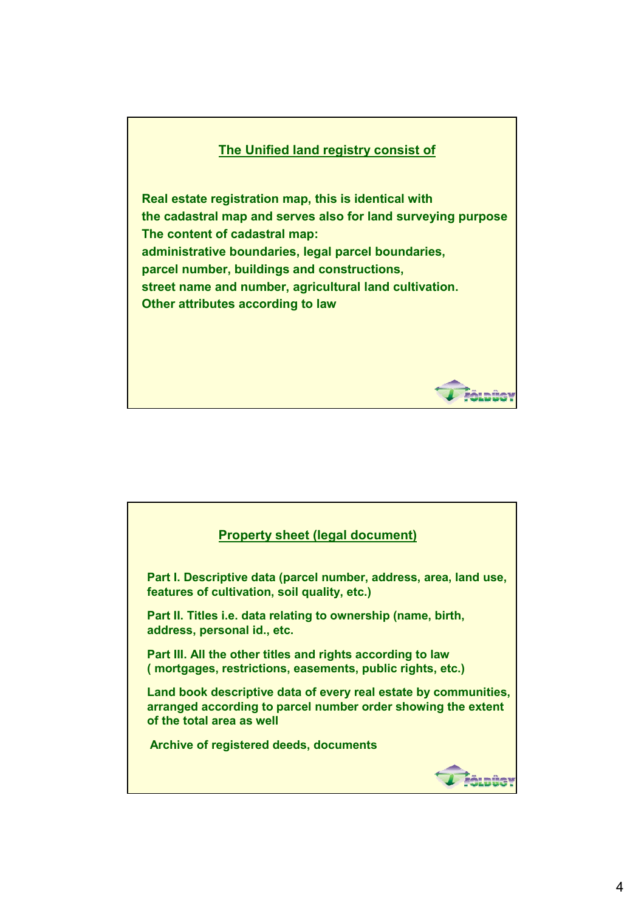## The Unified land registry consist of

**Real estate registration map, this is identical with the cadastral map and serves also for land surveying purpose**
**The content of cadastral map:**
**administrative boundaries, legal parcel boundaries, parcel number, buildings and constructions, street name and number, agricultural land cultivation.**
**Other attributes according to law**

## Property sheet (legal document)

**Part I. Descriptive data (parcel number, address, area, land use, features of cultivation, soil quality, etc.)**

**Part II. Titles i.e. data relating to ownership (name, birth, address, personal id., etc.**

**Part III. All the other titles and rights according to law ( mortgages, restrictions, easements, public rights, etc.)**

**Land book descriptive data of every real estate by communities, arranged according to parcel number order showing the extent of the total area as well**

**Archive of registered deeds, documents**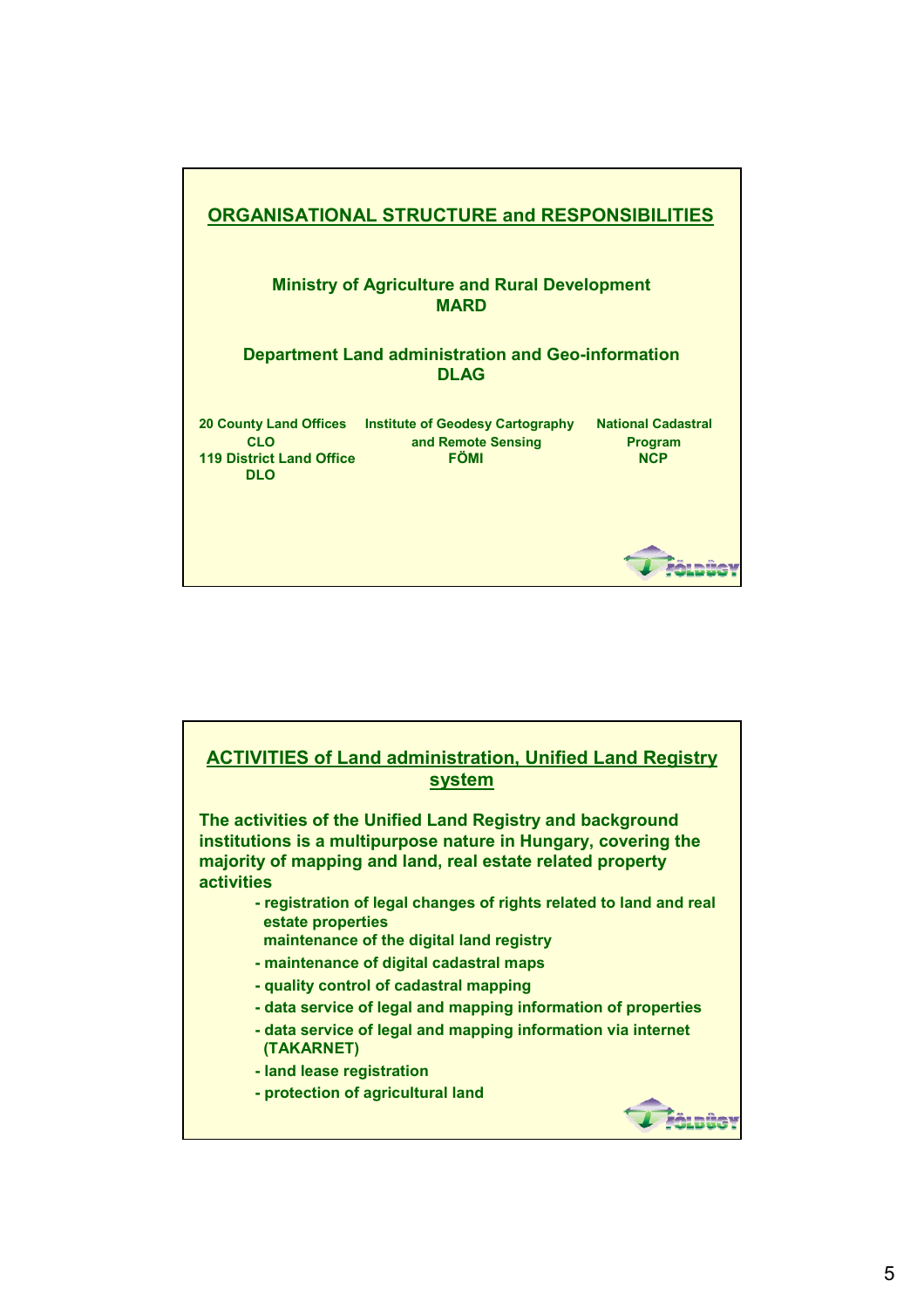## ORGANISATIONAL STRUCTURE and RESPONSIBILITIES

**Ministry of Agriculture and Rural Development**
**MARD**

**Department Land administration and Geo-information**
**DLAG**

**20 County Land Offices**
**CLO**
**119 District Land Office**
**DLO**

**Institute of Geodesy Cartography and Remote Sensing**
**FÖMI**

**National Cadastral Program**
**NCP**

## ACTIVITIES of Land administration, Unified Land Registry system

**The activities of the Unified Land Registry and background institutions is a multipurpose nature in Hungary, covering the majority of mapping and land, real estate related property activities**

- **registration of legal changes of rights related to land and real estate properties**
  **maintenance of the digital land registry**
- **maintenance of digital cadastral maps**
- **quality control of cadastral mapping**
- **data service of legal and mapping information of properties**
- **data service of legal and mapping information via internet (TAKARNET)**
- **land lease registration**
- **protection of agricultural land**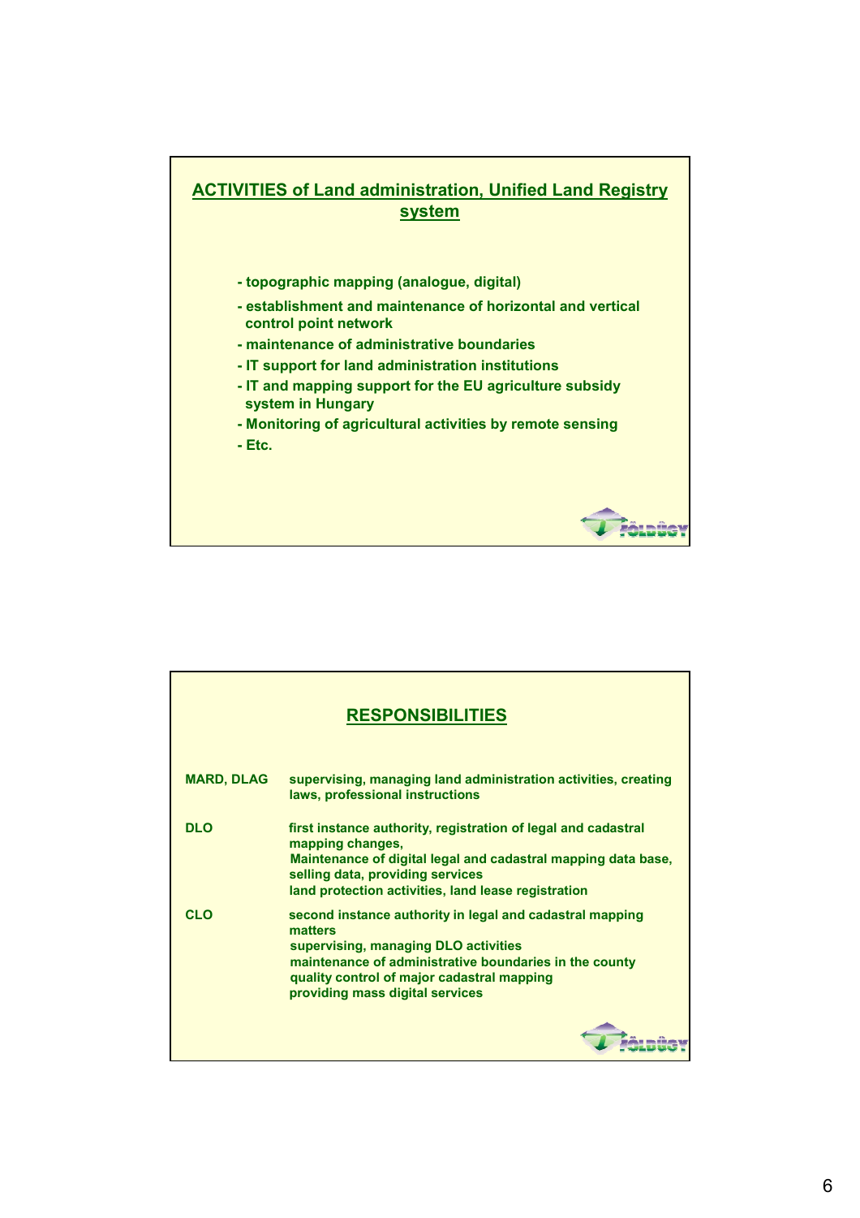## ACTIVITIES of Land administration, Unified Land Registry system

- topographic mapping (analogue, digital)
- establishment and maintenance of horizontal and vertical control point network
- maintenance of administrative boundaries
- IT support for land administration institutions
- IT and mapping support for the EU agriculture subsidy system in Hungary
- Monitoring of agricultural activities by remote sensing
- Etc.

## RESPONSIBILITIES

| | |
|---|---|
| **MARD, DLAG** | supervising, managing land administration activities, creating laws, professional instructions |
| **DLO** | first instance authority, registration of legal and cadastral mapping changes,<br>Maintenance of digital legal and cadastral mapping data base, selling data, providing services<br>land protection activities, land lease registration |
| **CLO** | second instance authority in legal and cadastral mapping matters<br>supervising, managing DLO activities<br>maintenance of administrative boundaries in the county<br>quality control of major cadastral mapping<br>providing mass digital services |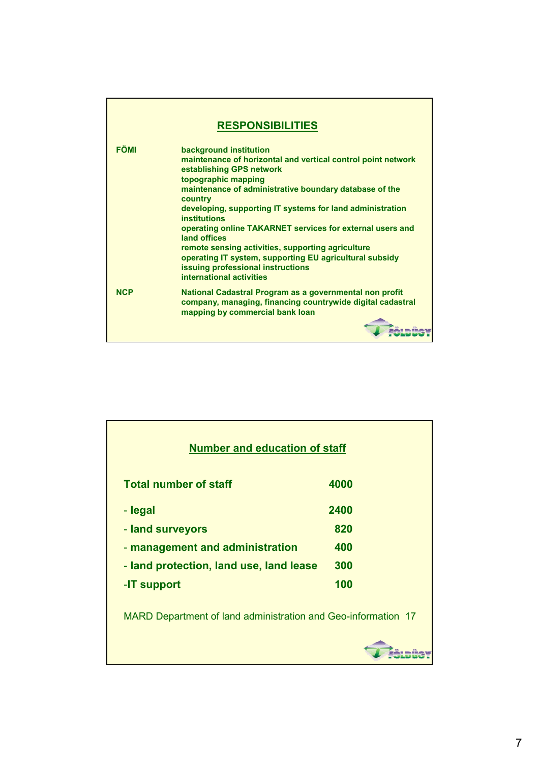## RESPONSIBILITIES

| | |
|---|---|
| **FÖMI** | **background institution**<br>**maintenance of horizontal and vertical control point network**<br>**establishing GPS network**<br>**topographic mapping**<br>**maintenance of administrative boundary database of the country**<br>**developing, supporting IT systems for land administration institutions**<br>**operating online TAKARNET services for external users and land offices**<br>**remote sensing activities, supporting agriculture**<br>**operating IT system, supporting EU agricultural subsidy**<br>**issuing professional instructions**<br>**international activities** |
| **NCP** | **National Cadastral Program as a governmental non profit company, managing, financing countrywide digital cadastral mapping by commercial bank loan** |

## Number and education of staff

| | |
|---|---|
| **Total number of staff** | **4000** |
| - **legal** | **2400** |
| - **land surveyors** | **820** |
| - **management and administration** | **400** |
| - **land protection, land use, land lease** | **300** |
| -**IT support** | **100** |

MARD Department of land administration and Geo-information 17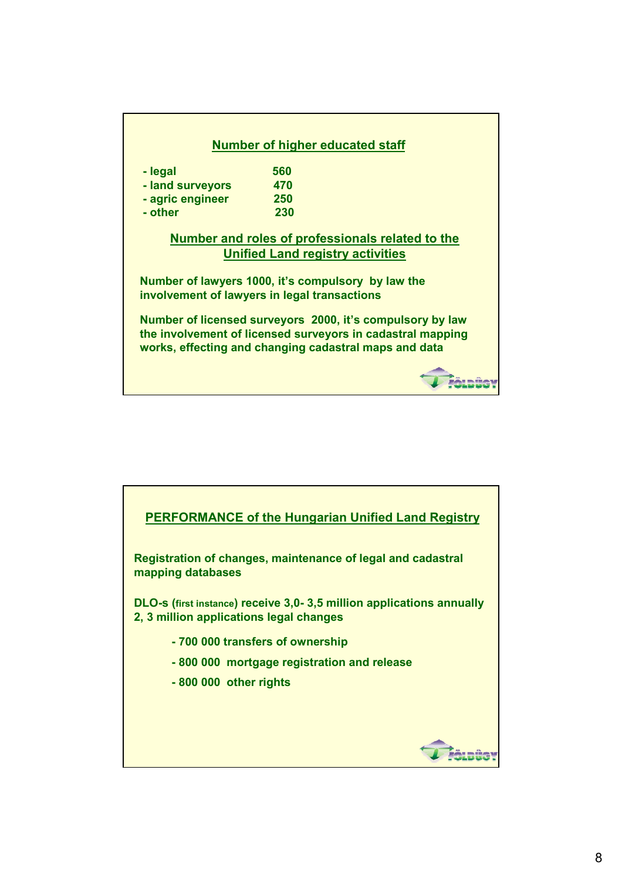## Number of higher educated staff

| | |
|---|---|
| - legal | 560 |
| - land surveyors | 470 |
| - agric engineer | 250 |
| - other | 230 |

## Number and roles of professionals related to the Unified Land registry activities

**Number of lawyers 1000, it's compulsory by law the involvement of lawyers in legal transactions**

**Number of licensed surveyors 2000, it's compulsory by law the involvement of licensed surveyors in cadastral mapping works, effecting and changing cadastral maps and data**

## PERFORMANCE of the Hungarian Unified Land Registry

**Registration of changes, maintenance of legal and cadastral mapping databases**

**DLO-s (first instance) receive 3,0- 3,5 million applications annually 2, 3 million applications legal changes**

- **700 000 transfers of ownership**
- **800 000 mortgage registration and release**
- **800 000 other rights**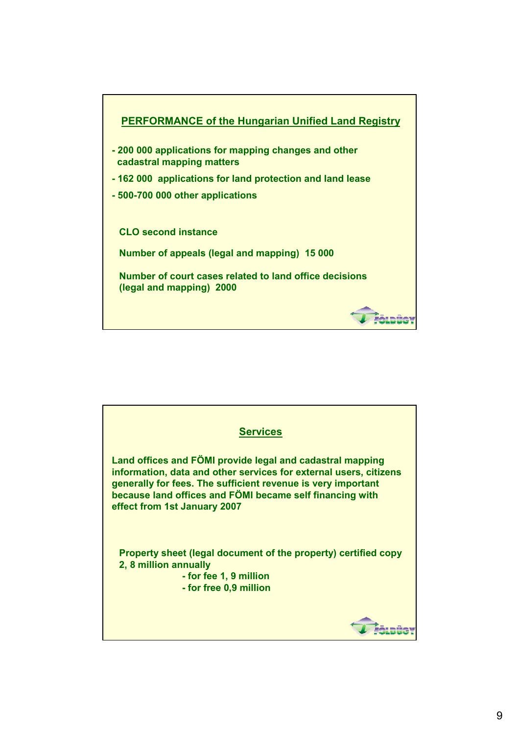## PERFORMANCE of the Hungarian Unified Land Registry

- 200 000 applications for mapping changes and other cadastral mapping matters
- 162 000 applications for land protection and land lease
- 500-700 000 other applications

**CLO second instance**

**Number of appeals (legal and mapping) 15 000**

**Number of court cases related to land office decisions (legal and mapping) 2000**

## Services

**Land offices and FÖMI provide legal and cadastral mapping information, data and other services for external users, citizens generally for fees. The sufficient revenue is very important because land offices and FÖMI became self financing with effect from 1st January 2007**

**Property sheet (legal document of the property) certified copy 2, 8 million annually**

- for fee 1, 9 million
- for free 0,9 million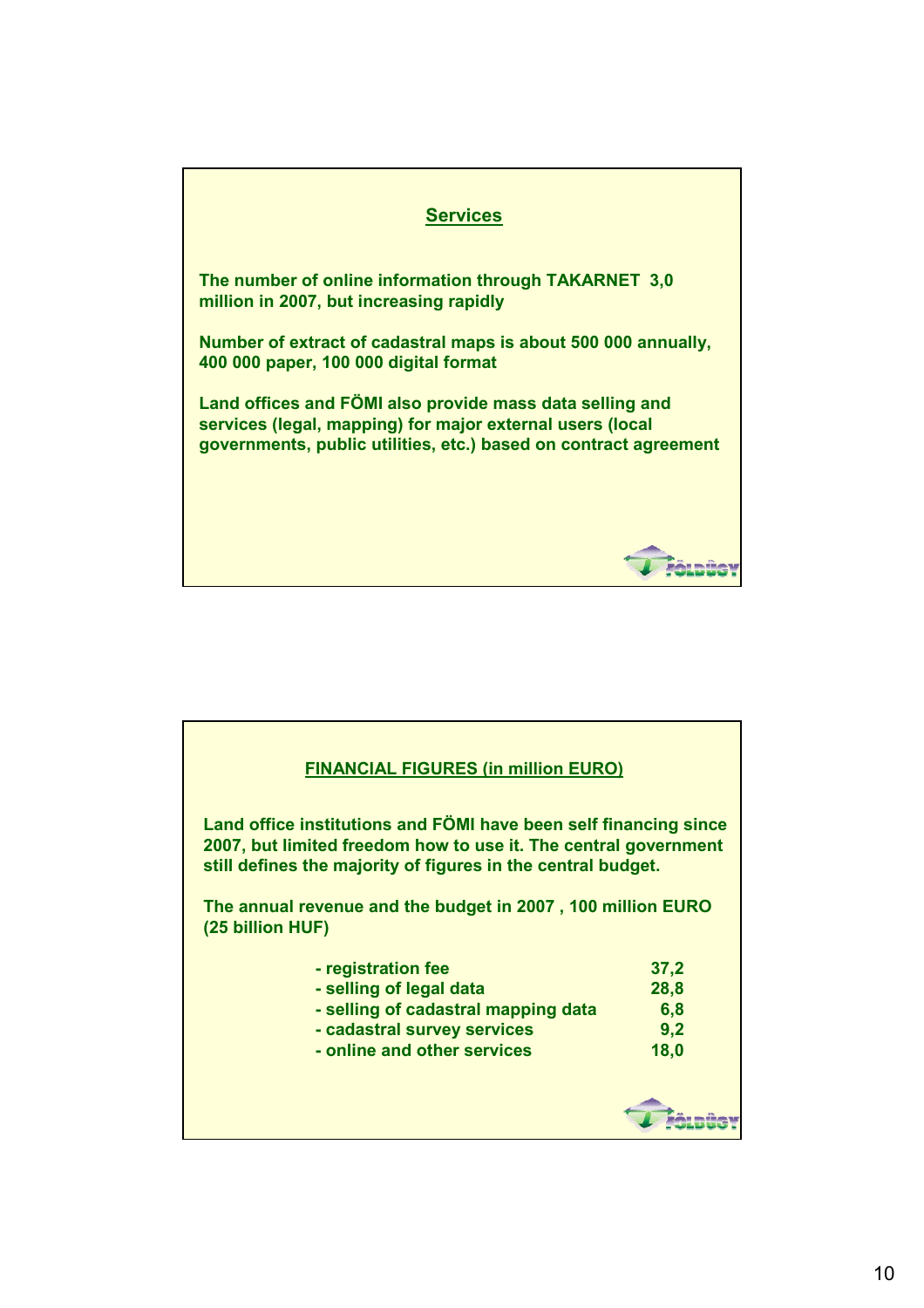## Services

The number of online information through TAKARNET 3,0 million in 2007, but increasing rapidly

Number of extract of cadastral maps is about 500 000 annually, 400 000 paper, 100 000 digital format

Land offices and FÖMI also provide mass data selling and services (legal, mapping) for major external users (local governments, public utilities, etc.) based on contract agreement

## FINANCIAL FIGURES (in million EURO)

Land office institutions and FÖMI have been self financing since 2007, but limited freedom how to use it. The central government still defines the majority of figures in the central budget.

The annual revenue and the budget in 2007 , 100 million EURO (25 billion HUF)

| | |
|---|---|
| - registration fee | 37,2 |
| - selling of legal data | 28,8 |
| - selling of cadastral mapping data | 6,8 |
| - cadastral survey services | 9,2 |
| - online and other services | 18,0 |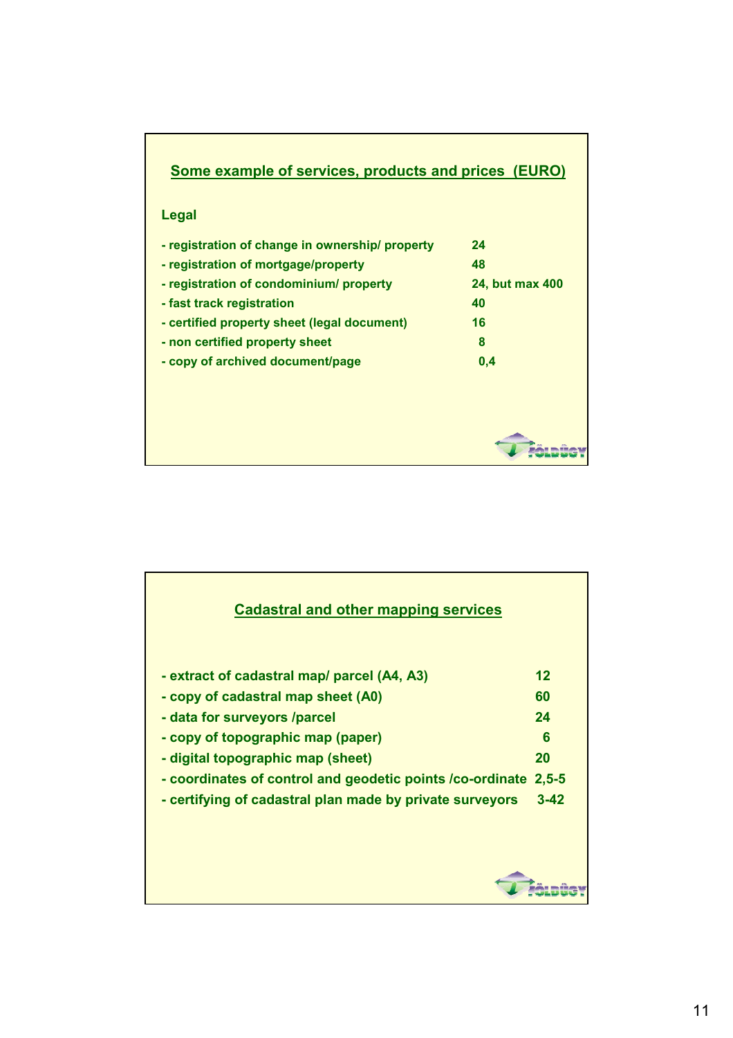## Some example of services, products and prices (EURO)

**Legal**

| | |
|---|---|
| - registration of change in ownership/ property | 24 |
| - registration of mortgage/property | 48 |
| - registration of condominium/ property | 24, but max 400 |
| - fast track registration | 40 |
| - certified property sheet (legal document) | 16 |
| - non certified property sheet | 8 |
| - copy of archived document/page | 0,4 |

FÖLDÜGY

## Cadastral and other mapping services

| | |
|---|---|
| - extract of cadastral map/ parcel (A4, A3) | 12 |
| - copy of cadastral map sheet (A0) | 60 |
| - data for surveyors /parcel | 24 |
| - copy of topographic map (paper) | 6 |
| - digital topographic map (sheet) | 20 |
| - coordinates of control and geodetic points /co-ordinate | 2,5-5 |
| - certifying of cadastral plan made by private surveyors | 3-42 |

FÖLDÜGY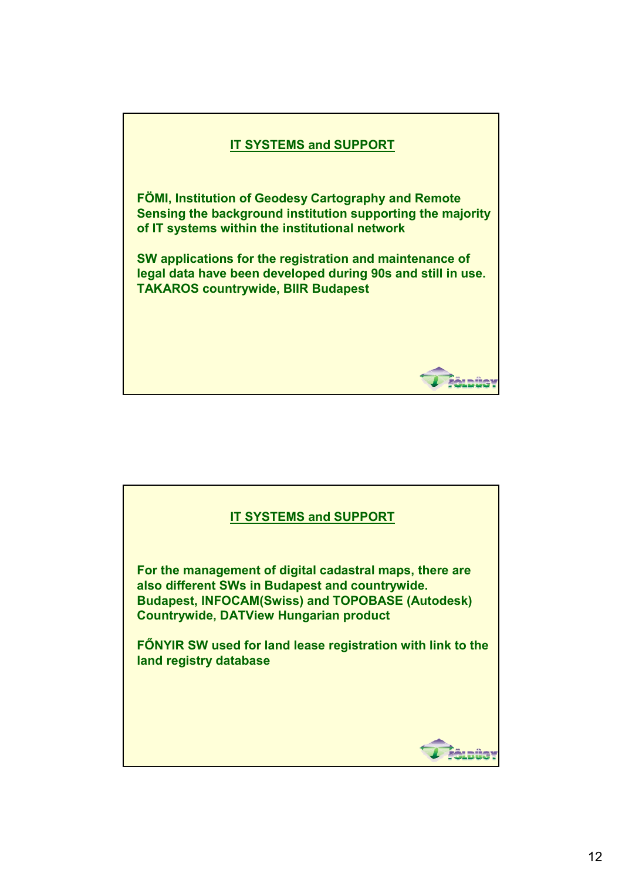## IT SYSTEMS and SUPPORT

**FÖMI, Institution of Geodesy Cartography and Remote Sensing the background institution supporting the majority of IT systems within the institutional network**

**SW applications for the registration and maintenance of legal data have been developed during 90s and still in use. TAKAROS countrywide, BIIR Budapest**

## IT SYSTEMS and SUPPORT

**For the management of digital cadastral maps, there are also different SWs in Budapest and countrywide. Budapest, INFOCAM(Swiss) and TOPOBASE (Autodesk) Countrywide, DATView Hungarian product**

**FŐNYIR SW used for land lease registration with link to the land registry database**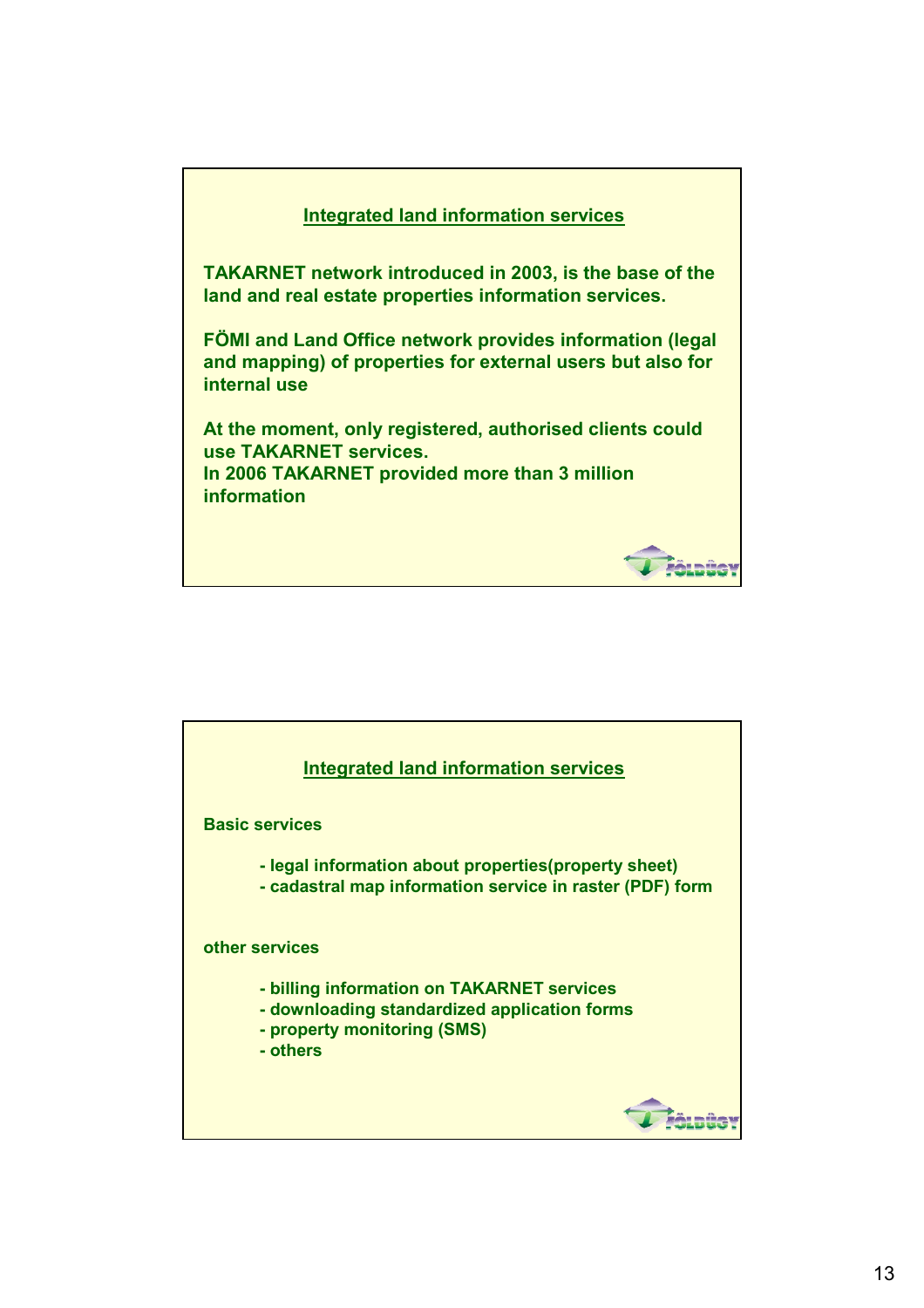## Integrated land information services

**TAKARNET network introduced in 2003, is the base of the land and real estate properties information services.**

**FÖMI and Land Office network provides information (legal and mapping) of properties for external users but also for internal use**

**At the moment, only registered, authorised clients could use TAKARNET services.**
**In 2006 TAKARNET provided more than 3 million information**

## Integrated land information services

**Basic services**

- **legal information about properties(property sheet)**
- **cadastral map information service in raster (PDF) form**

**other services**

- **billing information on TAKARNET services**
- **downloading standardized application forms**
- **property monitoring (SMS)**
- **others**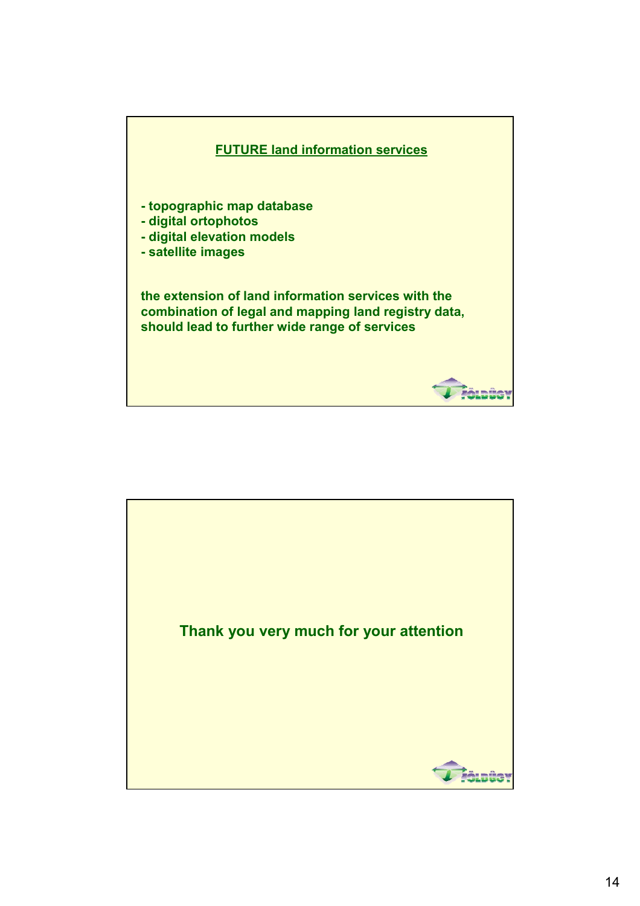## FUTURE land information services

- topographic map database
- digital ortophotos
- digital elevation models
- satellite images

the extension of land information services with the combination of legal and mapping land registry data, should lead to further wide range of services

---

Thank you very much for your attention